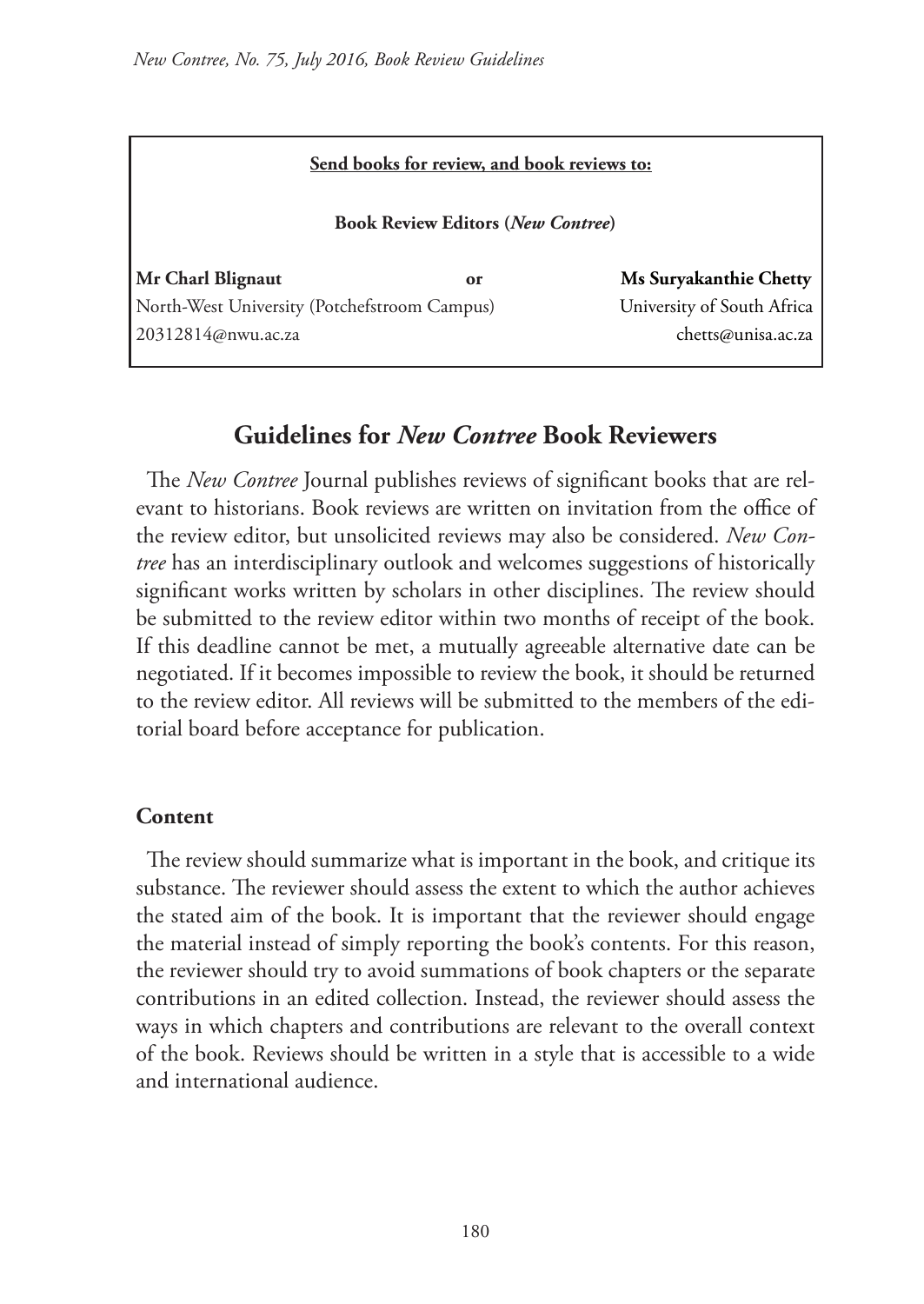**Send books for review, and book reviews to:**

**Book Review Editors (*New Contree*)**

| **Mr Charl Blignaut** | **or** | **Ms Suryakanthie Chetty** |
|---|---|---|
| North-West University (Potchefstroom Campus) | | University of South Africa |
| 20312814@nwu.ac.za | | chetts@unisa.ac.za |

## Guidelines for *New Contree* Book Reviewers

The *New Contree* Journal publishes reviews of significant books that are relevant to historians. Book reviews are written on invitation from the office of the review editor, but unsolicited reviews may also be considered. *New Contree* has an interdisciplinary outlook and welcomes suggestions of historically significant works written by scholars in other disciplines. The review should be submitted to the review editor within two months of receipt of the book. If this deadline cannot be met, a mutually agreeable alternative date can be negotiated. If it becomes impossible to review the book, it should be returned to the review editor. All reviews will be submitted to the members of the editorial board before acceptance for publication.

### Content

The review should summarize what is important in the book, and critique its substance. The reviewer should assess the extent to which the author achieves the stated aim of the book. It is important that the reviewer should engage the material instead of simply reporting the book's contents. For this reason, the reviewer should try to avoid summations of book chapters or the separate contributions in an edited collection. Instead, the reviewer should assess the ways in which chapters and contributions are relevant to the overall context of the book. Reviews should be written in a style that is accessible to a wide and international audience.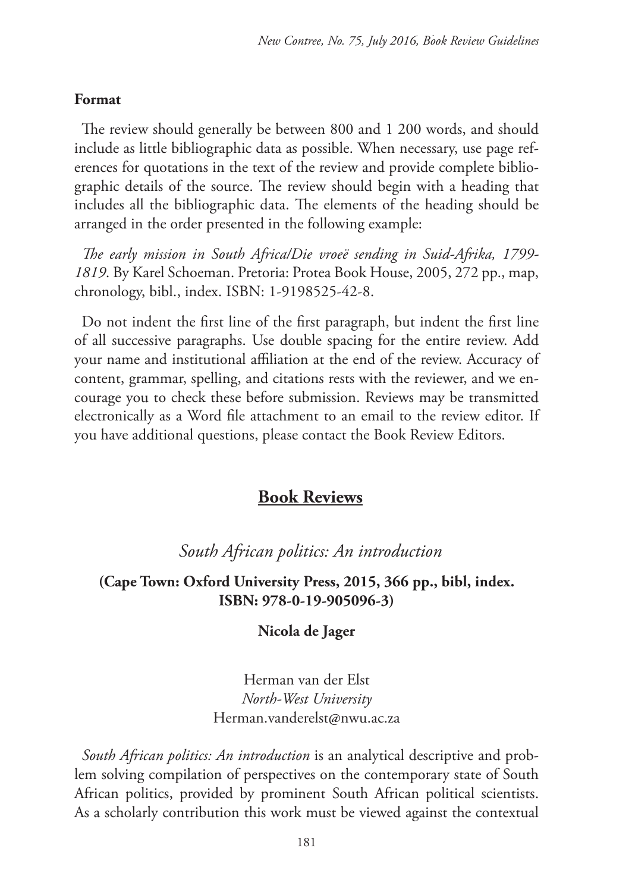**Format**

The review should generally be between 800 and 1 200 words, and should include as little bibliographic data as possible. When necessary, use page references for quotations in the text of the review and provide complete bibliographic details of the source. The review should begin with a heading that includes all the bibliographic data. The elements of the heading should be arranged in the order presented in the following example:

*The early mission in South Africa/Die vroeë sending in Suid-Afrika, 1799-1819*. By Karel Schoeman. Pretoria: Protea Book House, 2005, 272 pp., map, chronology, bibl., index. ISBN: 1-9198525-42-8.

Do not indent the first line of the first paragraph, but indent the first line of all successive paragraphs. Use double spacing for the entire review. Add your name and institutional affiliation at the end of the review. Accuracy of content, grammar, spelling, and citations rests with the reviewer, and we encourage you to check these before submission. Reviews may be transmitted electronically as a Word file attachment to an email to the review editor. If you have additional questions, please contact the Book Review Editors.

# Book Reviews

## *South African politics: An introduction*

**(Cape Town: Oxford University Press, 2015, 366 pp., bibl, index. ISBN: 978-0-19-905096-3)**

**Nicola de Jager**

Herman van der Elst
*North-West University*
Herman.vanderelst@nwu.ac.za

*South African politics: An introduction* is an analytical descriptive and problem solving compilation of perspectives on the contemporary state of South African politics, provided by prominent South African political scientists. As a scholarly contribution this work must be viewed against the contextual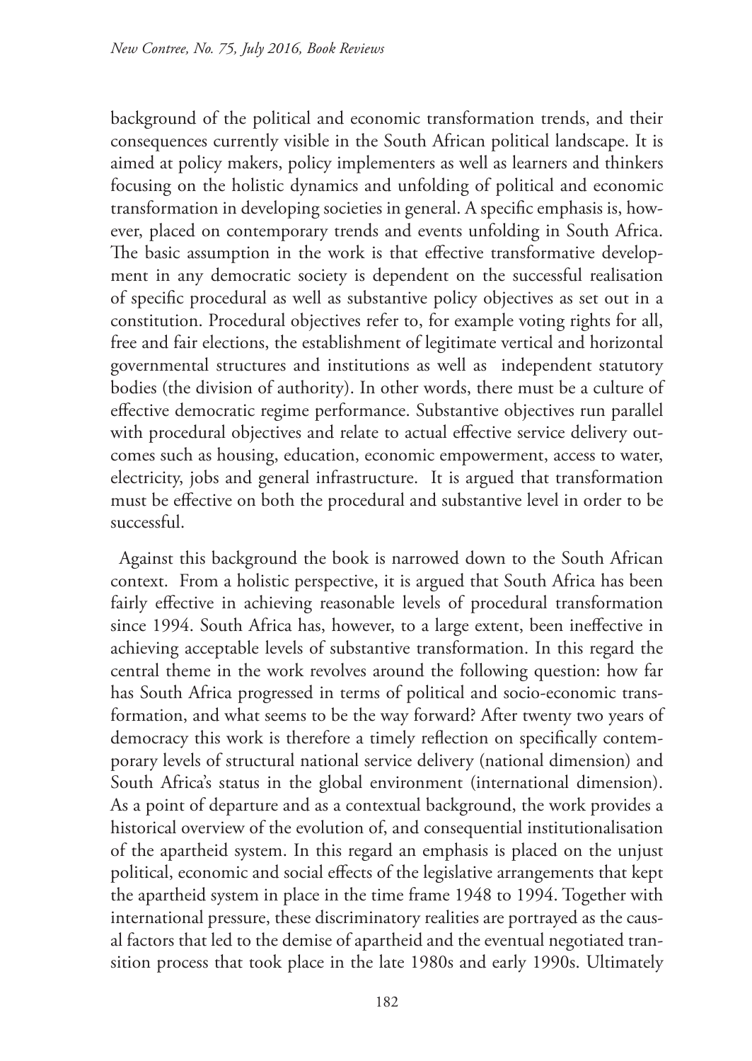background of the political and economic transformation trends, and their consequences currently visible in the South African political landscape. It is aimed at policy makers, policy implementers as well as learners and thinkers focusing on the holistic dynamics and unfolding of political and economic transformation in developing societies in general. A specific emphasis is, however, placed on contemporary trends and events unfolding in South Africa. The basic assumption in the work is that effective transformative development in any democratic society is dependent on the successful realisation of specific procedural as well as substantive policy objectives as set out in a constitution. Procedural objectives refer to, for example voting rights for all, free and fair elections, the establishment of legitimate vertical and horizontal governmental structures and institutions as well as independent statutory bodies (the division of authority). In other words, there must be a culture of effective democratic regime performance. Substantive objectives run parallel with procedural objectives and relate to actual effective service delivery outcomes such as housing, education, economic empowerment, access to water, electricity, jobs and general infrastructure. It is argued that transformation must be effective on both the procedural and substantive level in order to be successful.

Against this background the book is narrowed down to the South African context. From a holistic perspective, it is argued that South Africa has been fairly effective in achieving reasonable levels of procedural transformation since 1994. South Africa has, however, to a large extent, been ineffective in achieving acceptable levels of substantive transformation. In this regard the central theme in the work revolves around the following question: how far has South Africa progressed in terms of political and socio-economic transformation, and what seems to be the way forward? After twenty two years of democracy this work is therefore a timely reflection on specifically contemporary levels of structural national service delivery (national dimension) and South Africa's status in the global environment (international dimension). As a point of departure and as a contextual background, the work provides a historical overview of the evolution of, and consequential institutionalisation of the apartheid system. In this regard an emphasis is placed on the unjust political, economic and social effects of the legislative arrangements that kept the apartheid system in place in the time frame 1948 to 1994. Together with international pressure, these discriminatory realities are portrayed as the causal factors that led to the demise of apartheid and the eventual negotiated transition process that took place in the late 1980s and early 1990s. Ultimately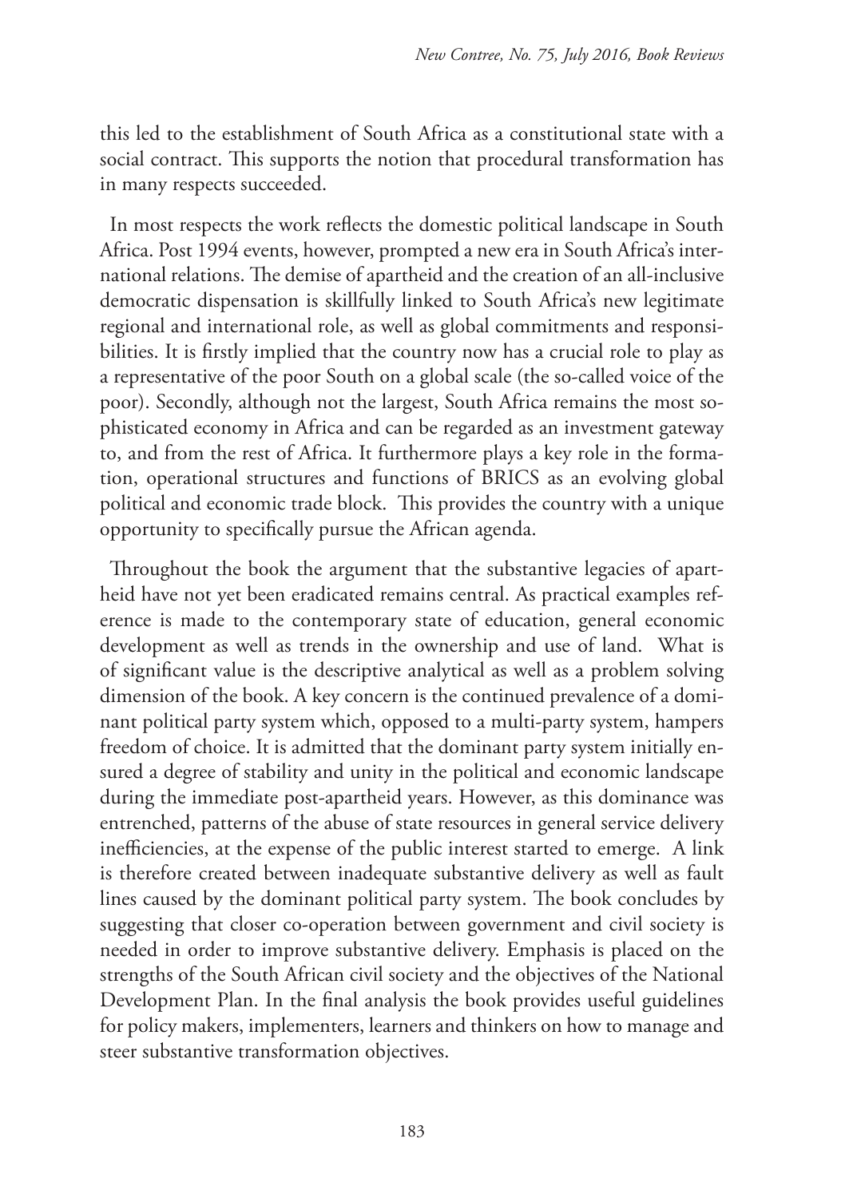this led to the establishment of South Africa as a constitutional state with a social contract. This supports the notion that procedural transformation has in many respects succeeded.

In most respects the work reflects the domestic political landscape in South Africa. Post 1994 events, however, prompted a new era in South Africa's international relations. The demise of apartheid and the creation of an all-inclusive democratic dispensation is skillfully linked to South Africa's new legitimate regional and international role, as well as global commitments and responsibilities. It is firstly implied that the country now has a crucial role to play as a representative of the poor South on a global scale (the so-called voice of the poor). Secondly, although not the largest, South Africa remains the most sophisticated economy in Africa and can be regarded as an investment gateway to, and from the rest of Africa. It furthermore plays a key role in the formation, operational structures and functions of BRICS as an evolving global political and economic trade block. This provides the country with a unique opportunity to specifically pursue the African agenda.

Throughout the book the argument that the substantive legacies of apartheid have not yet been eradicated remains central. As practical examples reference is made to the contemporary state of education, general economic development as well as trends in the ownership and use of land. What is of significant value is the descriptive analytical as well as a problem solving dimension of the book. A key concern is the continued prevalence of a dominant political party system which, opposed to a multi-party system, hampers freedom of choice. It is admitted that the dominant party system initially ensured a degree of stability and unity in the political and economic landscape during the immediate post-apartheid years. However, as this dominance was entrenched, patterns of the abuse of state resources in general service delivery inefficiencies, at the expense of the public interest started to emerge. A link is therefore created between inadequate substantive delivery as well as fault lines caused by the dominant political party system. The book concludes by suggesting that closer co-operation between government and civil society is needed in order to improve substantive delivery. Emphasis is placed on the strengths of the South African civil society and the objectives of the National Development Plan. In the final analysis the book provides useful guidelines for policy makers, implementers, learners and thinkers on how to manage and steer substantive transformation objectives.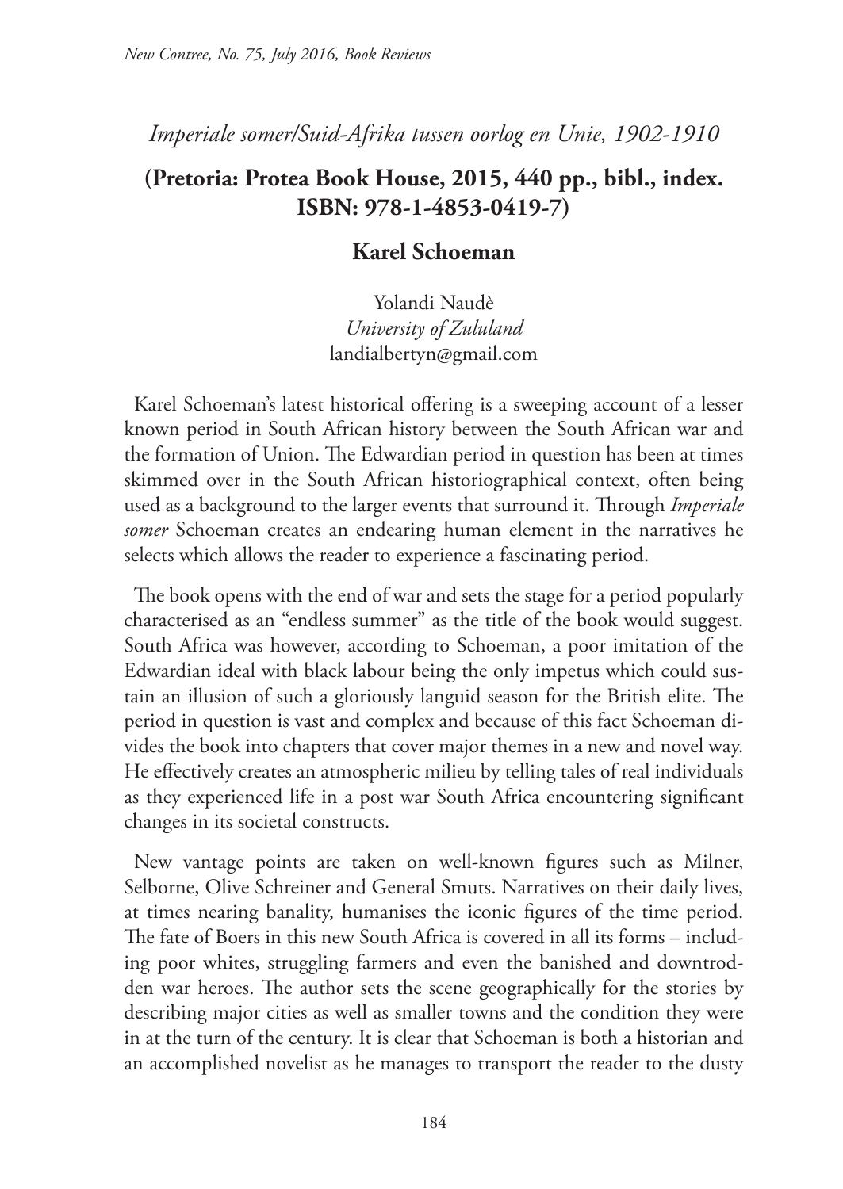*Imperiale somer/Suid-Afrika tussen oorlog en Unie, 1902-1910*

**(Pretoria: Protea Book House, 2015, 440 pp., bibl., index. ISBN: 978-1-4853-0419-7)**

**Karel Schoeman**

Yolandi Naudè
*University of Zululand*
landialbertyn@gmail.com

Karel Schoeman's latest historical offering is a sweeping account of a lesser known period in South African history between the South African war and the formation of Union. The Edwardian period in question has been at times skimmed over in the South African historiographical context, often being used as a background to the larger events that surround it. Through *Imperiale somer* Schoeman creates an endearing human element in the narratives he selects which allows the reader to experience a fascinating period.

The book opens with the end of war and sets the stage for a period popularly characterised as an "endless summer" as the title of the book would suggest. South Africa was however, according to Schoeman, a poor imitation of the Edwardian ideal with black labour being the only impetus which could sustain an illusion of such a gloriously languid season for the British elite. The period in question is vast and complex and because of this fact Schoeman divides the book into chapters that cover major themes in a new and novel way. He effectively creates an atmospheric milieu by telling tales of real individuals as they experienced life in a post war South Africa encountering significant changes in its societal constructs.

New vantage points are taken on well-known figures such as Milner, Selborne, Olive Schreiner and General Smuts. Narratives on their daily lives, at times nearing banality, humanises the iconic figures of the time period. The fate of Boers in this new South Africa is covered in all its forms – including poor whites, struggling farmers and even the banished and downtrodden war heroes. The author sets the scene geographically for the stories by describing major cities as well as smaller towns and the condition they were in at the turn of the century. It is clear that Schoeman is both a historian and an accomplished novelist as he manages to transport the reader to the dusty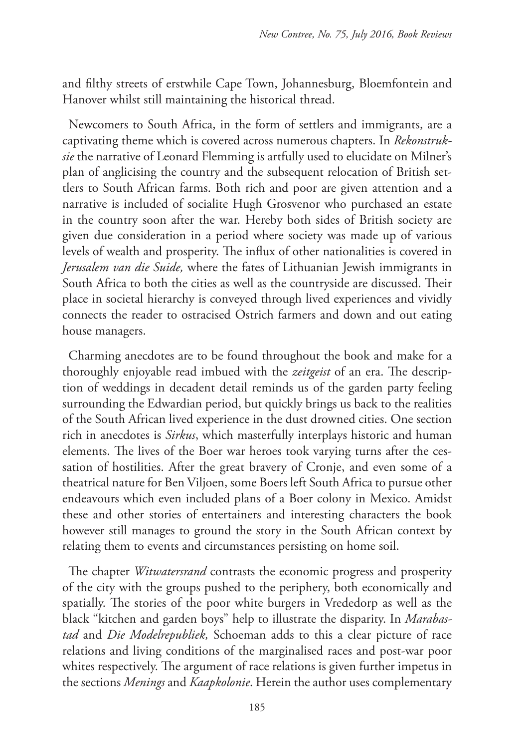and filthy streets of erstwhile Cape Town, Johannesburg, Bloemfontein and Hanover whilst still maintaining the historical thread.

Newcomers to South Africa, in the form of settlers and immigrants, are a captivating theme which is covered across numerous chapters. In *Rekonstruksie* the narrative of Leonard Flemming is artfully used to elucidate on Milner's plan of anglicising the country and the subsequent relocation of British settlers to South African farms. Both rich and poor are given attention and a narrative is included of socialite Hugh Grosvenor who purchased an estate in the country soon after the war. Hereby both sides of British society are given due consideration in a period where society was made up of various levels of wealth and prosperity. The influx of other nationalities is covered in *Jerusalem van die Suide,* where the fates of Lithuanian Jewish immigrants in South Africa to both the cities as well as the countryside are discussed. Their place in societal hierarchy is conveyed through lived experiences and vividly connects the reader to ostracised Ostrich farmers and down and out eating house managers.

Charming anecdotes are to be found throughout the book and make for a thoroughly enjoyable read imbued with the *zeitgeist* of an era. The description of weddings in decadent detail reminds us of the garden party feeling surrounding the Edwardian period, but quickly brings us back to the realities of the South African lived experience in the dust drowned cities. One section rich in anecdotes is *Sirkus*, which masterfully interplays historic and human elements. The lives of the Boer war heroes took varying turns after the cessation of hostilities. After the great bravery of Cronje, and even some of a theatrical nature for Ben Viljoen, some Boers left South Africa to pursue other endeavours which even included plans of a Boer colony in Mexico. Amidst these and other stories of entertainers and interesting characters the book however still manages to ground the story in the South African context by relating them to events and circumstances persisting on home soil.

The chapter *Witwatersrand* contrasts the economic progress and prosperity of the city with the groups pushed to the periphery, both economically and spatially. The stories of the poor white burgers in Vrededorp as well as the black "kitchen and garden boys" help to illustrate the disparity. In *Marabastad* and *Die Modelrepubliek,* Schoeman adds to this a clear picture of race relations and living conditions of the marginalised races and post-war poor whites respectively. The argument of race relations is given further impetus in the sections *Menings* and *Kaapkolonie*. Herein the author uses complementary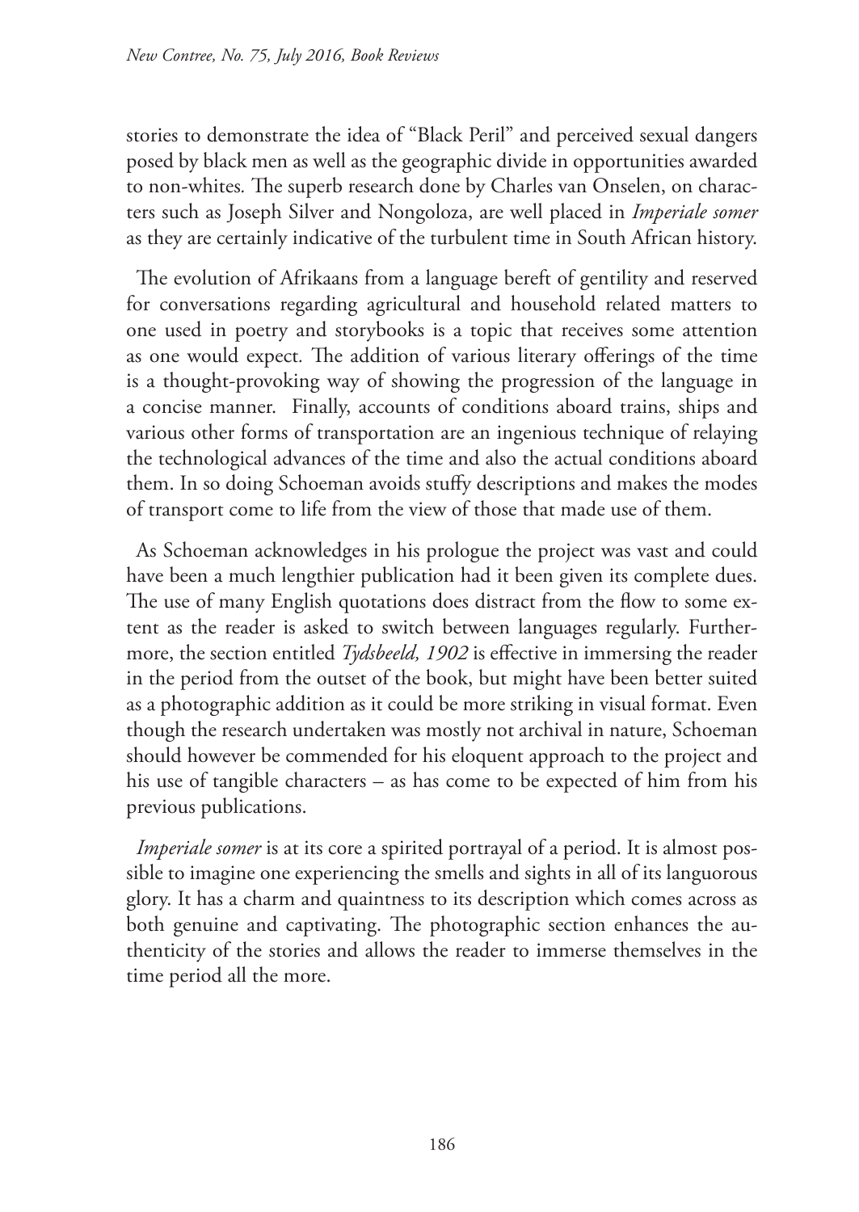stories to demonstrate the idea of "Black Peril" and perceived sexual dangers posed by black men as well as the geographic divide in opportunities awarded to non-whites. The superb research done by Charles van Onselen, on characters such as Joseph Silver and Nongoloza, are well placed in *Imperiale somer* as they are certainly indicative of the turbulent time in South African history.

The evolution of Afrikaans from a language bereft of gentility and reserved for conversations regarding agricultural and household related matters to one used in poetry and storybooks is a topic that receives some attention as one would expect. The addition of various literary offerings of the time is a thought-provoking way of showing the progression of the language in a concise manner. Finally, accounts of conditions aboard trains, ships and various other forms of transportation are an ingenious technique of relaying the technological advances of the time and also the actual conditions aboard them. In so doing Schoeman avoids stuffy descriptions and makes the modes of transport come to life from the view of those that made use of them.

As Schoeman acknowledges in his prologue the project was vast and could have been a much lengthier publication had it been given its complete dues. The use of many English quotations does distract from the flow to some extent as the reader is asked to switch between languages regularly. Furthermore, the section entitled *Tydsbeeld, 1902* is effective in immersing the reader in the period from the outset of the book, but might have been better suited as a photographic addition as it could be more striking in visual format. Even though the research undertaken was mostly not archival in nature, Schoeman should however be commended for his eloquent approach to the project and his use of tangible characters – as has come to be expected of him from his previous publications.

*Imperiale somer* is at its core a spirited portrayal of a period. It is almost possible to imagine one experiencing the smells and sights in all of its languorous glory. It has a charm and quaintness to its description which comes across as both genuine and captivating. The photographic section enhances the authenticity of the stories and allows the reader to immerse themselves in the time period all the more.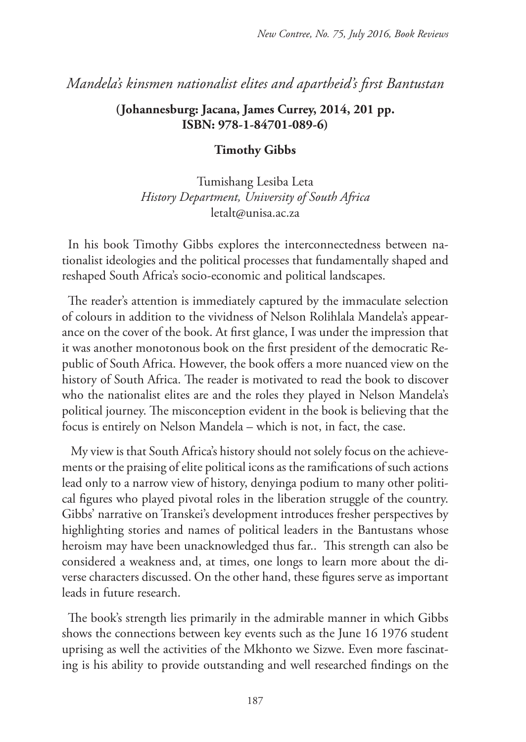*Mandela's kinsmen nationalist elites and apartheid's first Bantustan*

**(Johannesburg: Jacana, James Currey, 2014, 201 pp. ISBN: 978-1-84701-089-6)**

**Timothy Gibbs**

Tumishang Lesiba Leta
*History Department, University of South Africa*
letalt@unisa.ac.za

In his book Timothy Gibbs explores the interconnectedness between nationalist ideologies and the political processes that fundamentally shaped and reshaped South Africa's socio-economic and political landscapes.

The reader's attention is immediately captured by the immaculate selection of colours in addition to the vividness of Nelson Rolihlala Mandela's appearance on the cover of the book. At first glance, I was under the impression that it was another monotonous book on the first president of the democratic Republic of South Africa. However, the book offers a more nuanced view on the history of South Africa. The reader is motivated to read the book to discover who the nationalist elites are and the roles they played in Nelson Mandela's political journey. The misconception evident in the book is believing that the focus is entirely on Nelson Mandela – which is not, in fact, the case.

My view is that South Africa's history should not solely focus on the achievements or the praising of elite political icons as the ramifications of such actions lead only to a narrow view of history, denyinga podium to many other political figures who played pivotal roles in the liberation struggle of the country. Gibbs' narrative on Transkei's development introduces fresher perspectives by highlighting stories and names of political leaders in the Bantustans whose heroism may have been unacknowledged thus far.. This strength can also be considered a weakness and, at times, one longs to learn more about the diverse characters discussed. On the other hand, these figures serve as important leads in future research.

The book's strength lies primarily in the admirable manner in which Gibbs shows the connections between key events such as the June 16 1976 student uprising as well the activities of the Mkhonto we Sizwe. Even more fascinating is his ability to provide outstanding and well researched findings on the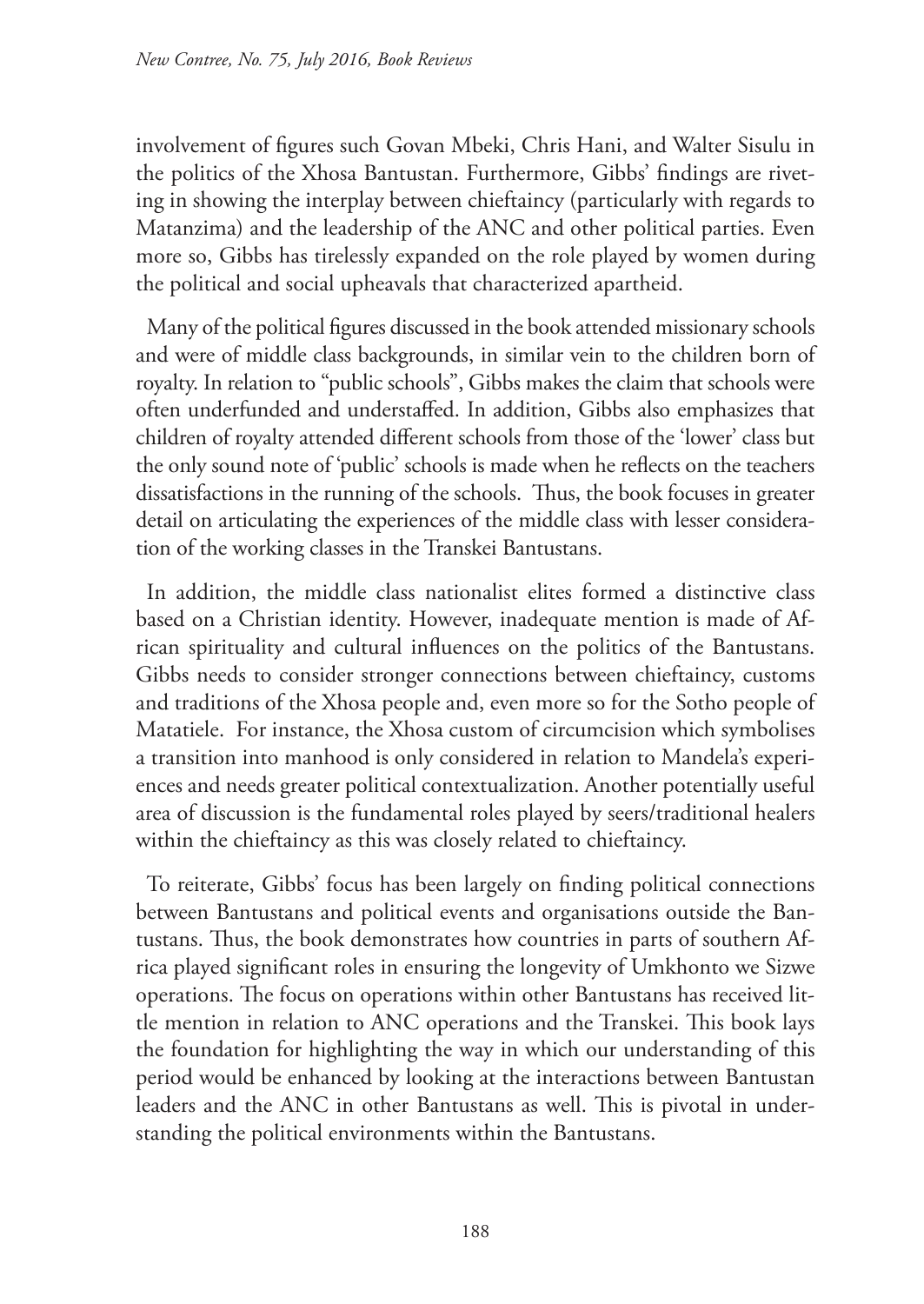involvement of figures such Govan Mbeki, Chris Hani, and Walter Sisulu in the politics of the Xhosa Bantustan. Furthermore, Gibbs' findings are riveting in showing the interplay between chieftaincy (particularly with regards to Matanzima) and the leadership of the ANC and other political parties. Even more so, Gibbs has tirelessly expanded on the role played by women during the political and social upheavals that characterized apartheid.

Many of the political figures discussed in the book attended missionary schools and were of middle class backgrounds, in similar vein to the children born of royalty. In relation to "public schools", Gibbs makes the claim that schools were often underfunded and understaffed. In addition, Gibbs also emphasizes that children of royalty attended different schools from those of the 'lower' class but the only sound note of 'public' schools is made when he reflects on the teachers dissatisfactions in the running of the schools. Thus, the book focuses in greater detail on articulating the experiences of the middle class with lesser consideration of the working classes in the Transkei Bantustans.

In addition, the middle class nationalist elites formed a distinctive class based on a Christian identity. However, inadequate mention is made of African spirituality and cultural influences on the politics of the Bantustans. Gibbs needs to consider stronger connections between chieftaincy, customs and traditions of the Xhosa people and, even more so for the Sotho people of Matatiele. For instance, the Xhosa custom of circumcision which symbolises a transition into manhood is only considered in relation to Mandela's experiences and needs greater political contextualization. Another potentially useful area of discussion is the fundamental roles played by seers/traditional healers within the chieftaincy as this was closely related to chieftaincy.

To reiterate, Gibbs' focus has been largely on finding political connections between Bantustans and political events and organisations outside the Bantustans. Thus, the book demonstrates how countries in parts of southern Africa played significant roles in ensuring the longevity of Umkhonto we Sizwe operations. The focus on operations within other Bantustans has received little mention in relation to ANC operations and the Transkei. This book lays the foundation for highlighting the way in which our understanding of this period would be enhanced by looking at the interactions between Bantustan leaders and the ANC in other Bantustans as well. This is pivotal in understanding the political environments within the Bantustans.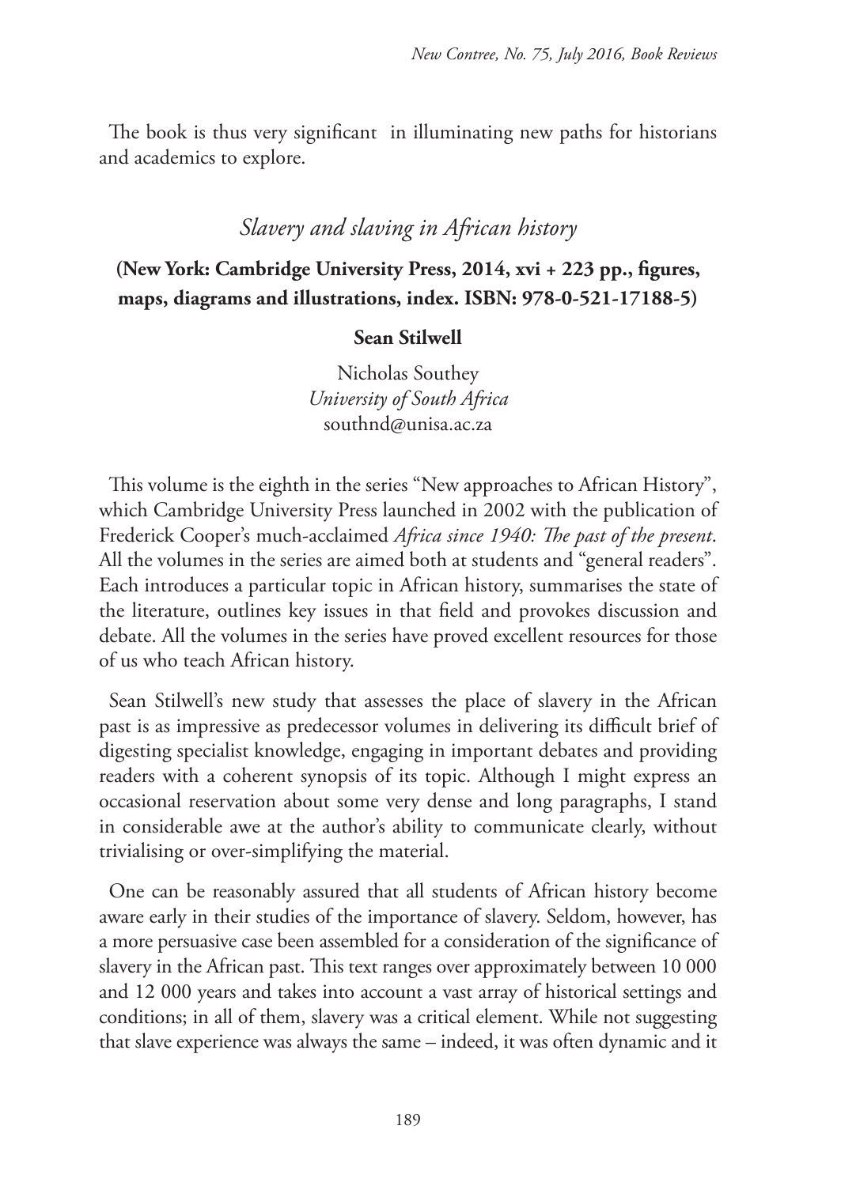The book is thus very significant in illuminating new paths for historians and academics to explore.

## *Slavery and slaving in African history*

**(New York: Cambridge University Press, 2014, xvi + 223 pp., figures, maps, diagrams and illustrations, index. ISBN: 978-0-521-17188-5)**

**Sean Stilwell**

Nicholas Southey
*University of South Africa*
southnd@unisa.ac.za

This volume is the eighth in the series "New approaches to African History", which Cambridge University Press launched in 2002 with the publication of Frederick Cooper's much-acclaimed *Africa since 1940: The past of the present*. All the volumes in the series are aimed both at students and "general readers". Each introduces a particular topic in African history, summarises the state of the literature, outlines key issues in that field and provokes discussion and debate. All the volumes in the series have proved excellent resources for those of us who teach African history.

Sean Stilwell's new study that assesses the place of slavery in the African past is as impressive as predecessor volumes in delivering its difficult brief of digesting specialist knowledge, engaging in important debates and providing readers with a coherent synopsis of its topic. Although I might express an occasional reservation about some very dense and long paragraphs, I stand in considerable awe at the author's ability to communicate clearly, without trivialising or over-simplifying the material.

One can be reasonably assured that all students of African history become aware early in their studies of the importance of slavery. Seldom, however, has a more persuasive case been assembled for a consideration of the significance of slavery in the African past. This text ranges over approximately between 10 000 and 12 000 years and takes into account a vast array of historical settings and conditions; in all of them, slavery was a critical element. While not suggesting that slave experience was always the same – indeed, it was often dynamic and it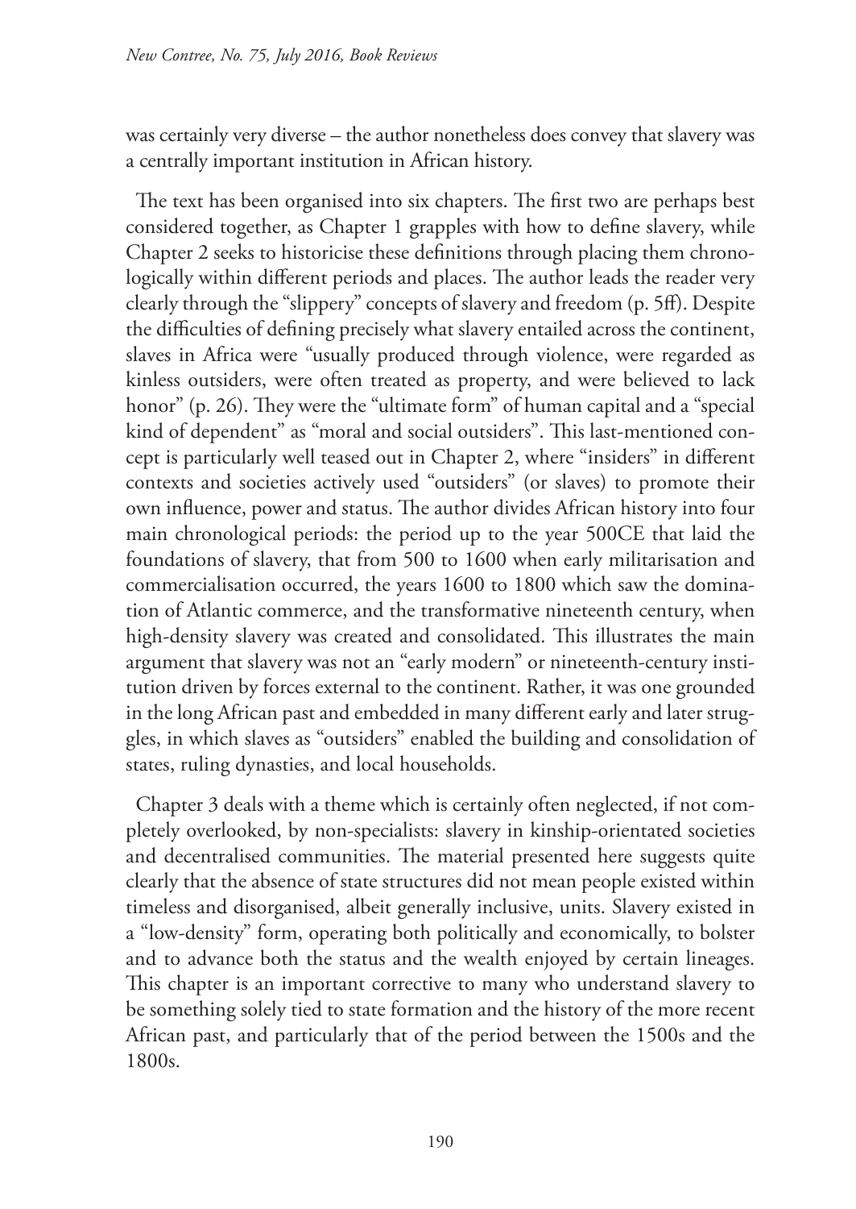was certainly very diverse – the author nonetheless does convey that slavery was a centrally important institution in African history.

The text has been organised into six chapters. The first two are perhaps best considered together, as Chapter 1 grapples with how to define slavery, while Chapter 2 seeks to historicise these definitions through placing them chronologically within different periods and places. The author leads the reader very clearly through the "slippery" concepts of slavery and freedom (p. 5ff). Despite the difficulties of defining precisely what slavery entailed across the continent, slaves in Africa were "usually produced through violence, were regarded as kinless outsiders, were often treated as property, and were believed to lack honor" (p. 26). They were the "ultimate form" of human capital and a "special kind of dependent" as "moral and social outsiders". This last-mentioned concept is particularly well teased out in Chapter 2, where "insiders" in different contexts and societies actively used "outsiders" (or slaves) to promote their own influence, power and status. The author divides African history into four main chronological periods: the period up to the year 500CE that laid the foundations of slavery, that from 500 to 1600 when early militarisation and commercialisation occurred, the years 1600 to 1800 which saw the domination of Atlantic commerce, and the transformative nineteenth century, when high-density slavery was created and consolidated. This illustrates the main argument that slavery was not an "early modern" or nineteenth-century institution driven by forces external to the continent. Rather, it was one grounded in the long African past and embedded in many different early and later struggles, in which slaves as "outsiders" enabled the building and consolidation of states, ruling dynasties, and local households.

Chapter 3 deals with a theme which is certainly often neglected, if not completely overlooked, by non-specialists: slavery in kinship-orientated societies and decentralised communities. The material presented here suggests quite clearly that the absence of state structures did not mean people existed within timeless and disorganised, albeit generally inclusive, units. Slavery existed in a "low-density" form, operating both politically and economically, to bolster and to advance both the status and the wealth enjoyed by certain lineages. This chapter is an important corrective to many who understand slavery to be something solely tied to state formation and the history of the more recent African past, and particularly that of the period between the 1500s and the 1800s.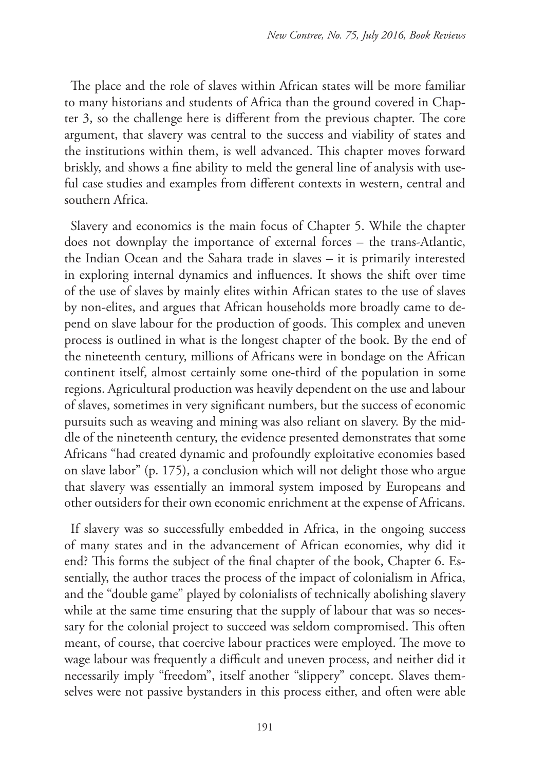The place and the role of slaves within African states will be more familiar to many historians and students of Africa than the ground covered in Chapter 3, so the challenge here is different from the previous chapter. The core argument, that slavery was central to the success and viability of states and the institutions within them, is well advanced. This chapter moves forward briskly, and shows a fine ability to meld the general line of analysis with useful case studies and examples from different contexts in western, central and southern Africa.

Slavery and economics is the main focus of Chapter 5. While the chapter does not downplay the importance of external forces – the trans-Atlantic, the Indian Ocean and the Sahara trade in slaves – it is primarily interested in exploring internal dynamics and influences. It shows the shift over time of the use of slaves by mainly elites within African states to the use of slaves by non-elites, and argues that African households more broadly came to depend on slave labour for the production of goods. This complex and uneven process is outlined in what is the longest chapter of the book. By the end of the nineteenth century, millions of Africans were in bondage on the African continent itself, almost certainly some one-third of the population in some regions. Agricultural production was heavily dependent on the use and labour of slaves, sometimes in very significant numbers, but the success of economic pursuits such as weaving and mining was also reliant on slavery. By the middle of the nineteenth century, the evidence presented demonstrates that some Africans "had created dynamic and profoundly exploitative economies based on slave labor" (p. 175), a conclusion which will not delight those who argue that slavery was essentially an immoral system imposed by Europeans and other outsiders for their own economic enrichment at the expense of Africans.

If slavery was so successfully embedded in Africa, in the ongoing success of many states and in the advancement of African economies, why did it end? This forms the subject of the final chapter of the book, Chapter 6. Essentially, the author traces the process of the impact of colonialism in Africa, and the "double game" played by colonialists of technically abolishing slavery while at the same time ensuring that the supply of labour that was so necessary for the colonial project to succeed was seldom compromised. This often meant, of course, that coercive labour practices were employed. The move to wage labour was frequently a difficult and uneven process, and neither did it necessarily imply "freedom", itself another "slippery" concept. Slaves themselves were not passive bystanders in this process either, and often were able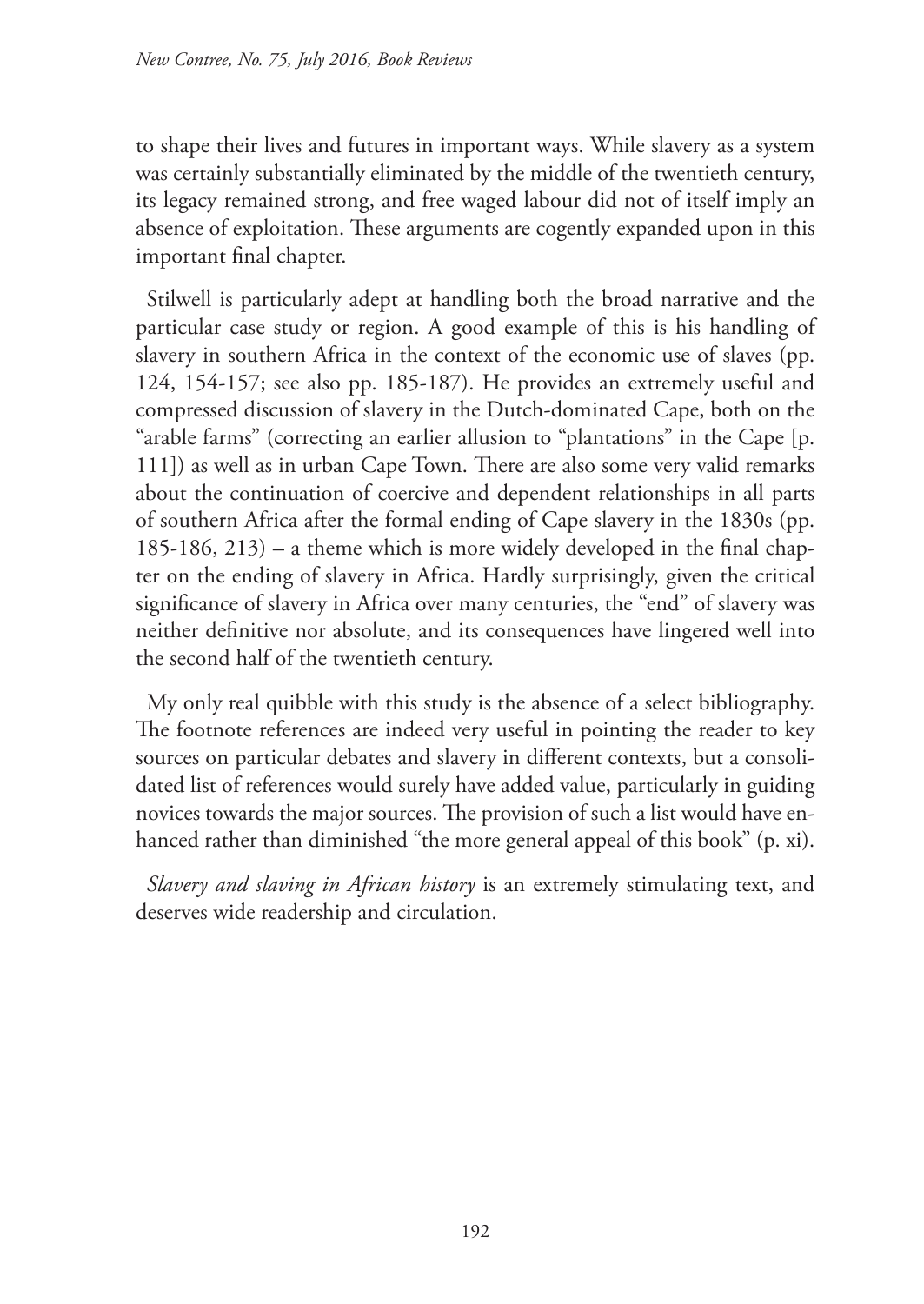to shape their lives and futures in important ways. While slavery as a system was certainly substantially eliminated by the middle of the twentieth century, its legacy remained strong, and free waged labour did not of itself imply an absence of exploitation. These arguments are cogently expanded upon in this important final chapter.

Stilwell is particularly adept at handling both the broad narrative and the particular case study or region. A good example of this is his handling of slavery in southern Africa in the context of the economic use of slaves (pp. 124, 154-157; see also pp. 185-187). He provides an extremely useful and compressed discussion of slavery in the Dutch-dominated Cape, both on the "arable farms" (correcting an earlier allusion to "plantations" in the Cape [p. 111]) as well as in urban Cape Town. There are also some very valid remarks about the continuation of coercive and dependent relationships in all parts of southern Africa after the formal ending of Cape slavery in the 1830s (pp. 185-186, 213) – a theme which is more widely developed in the final chapter on the ending of slavery in Africa. Hardly surprisingly, given the critical significance of slavery in Africa over many centuries, the "end" of slavery was neither definitive nor absolute, and its consequences have lingered well into the second half of the twentieth century.

My only real quibble with this study is the absence of a select bibliography. The footnote references are indeed very useful in pointing the reader to key sources on particular debates and slavery in different contexts, but a consolidated list of references would surely have added value, particularly in guiding novices towards the major sources. The provision of such a list would have enhanced rather than diminished "the more general appeal of this book" (p. xi).

*Slavery and slaving in African history* is an extremely stimulating text, and deserves wide readership and circulation.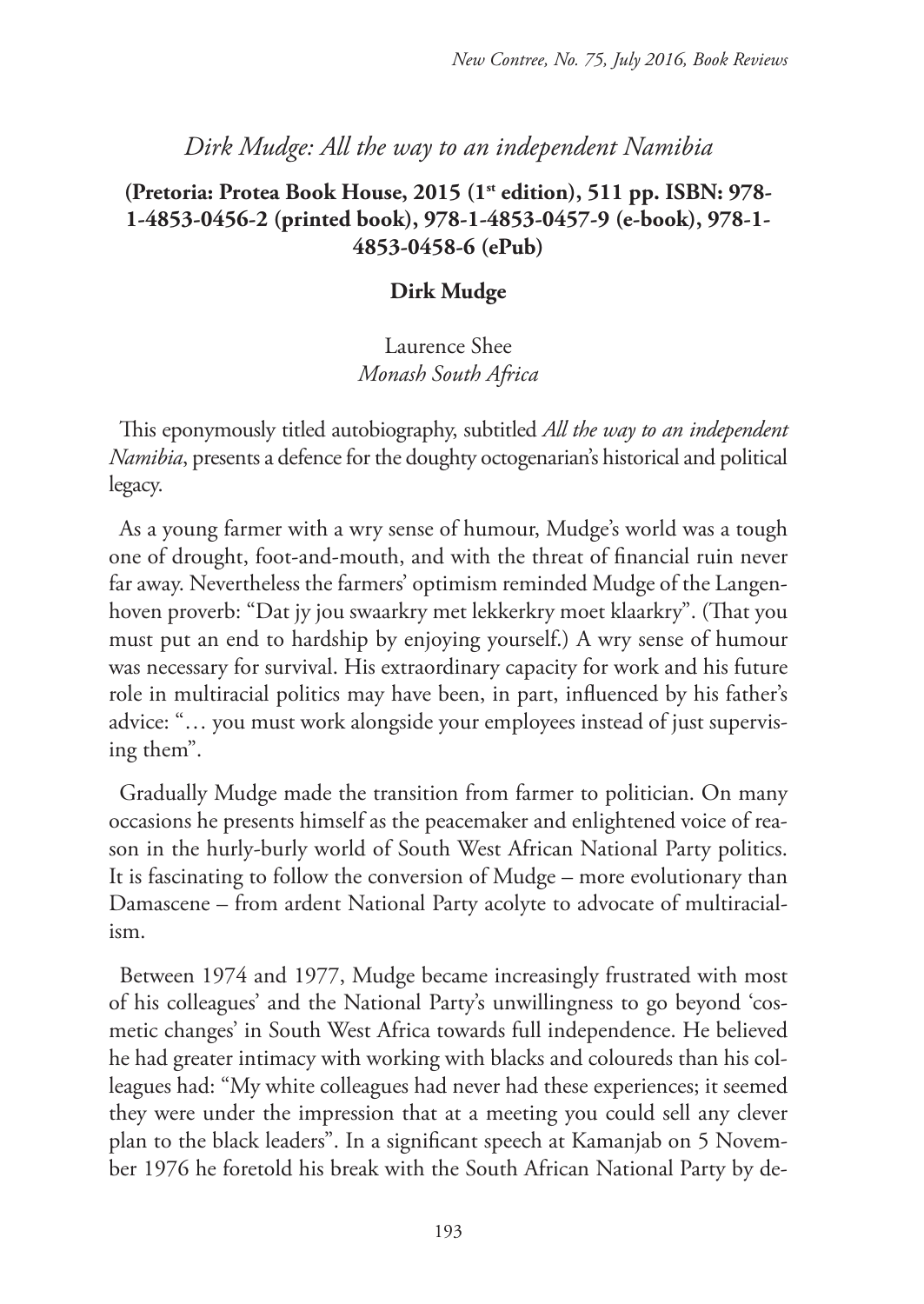*Dirk Mudge: All the way to an independent Namibia*

**(Pretoria: Protea Book House, 2015 (1st edition), 511 pp. ISBN: 978-1-4853-0456-2 (printed book), 978-1-4853-0457-9 (e-book), 978-1-4853-0458-6 (ePub)**

**Dirk Mudge**

Laurence Shee
*Monash South Africa*

This eponymously titled autobiography, subtitled *All the way to an independent Namibia*, presents a defence for the doughty octogenarian's historical and political legacy.

As a young farmer with a wry sense of humour, Mudge's world was a tough one of drought, foot-and-mouth, and with the threat of financial ruin never far away. Nevertheless the farmers' optimism reminded Mudge of the Langenhoven proverb: "Dat jy jou swaarkry met lekkerkry moet klaarkry". (That you must put an end to hardship by enjoying yourself.) A wry sense of humour was necessary for survival. His extraordinary capacity for work and his future role in multiracial politics may have been, in part, influenced by his father's advice: "… you must work alongside your employees instead of just supervising them".

Gradually Mudge made the transition from farmer to politician. On many occasions he presents himself as the peacemaker and enlightened voice of reason in the hurly-burly world of South West African National Party politics. It is fascinating to follow the conversion of Mudge – more evolutionary than Damascene – from ardent National Party acolyte to advocate of multiracialism.

Between 1974 and 1977, Mudge became increasingly frustrated with most of his colleagues' and the National Party's unwillingness to go beyond 'cosmetic changes' in South West Africa towards full independence. He believed he had greater intimacy with working with blacks and coloureds than his colleagues had: "My white colleagues had never had these experiences; it seemed they were under the impression that at a meeting you could sell any clever plan to the black leaders". In a significant speech at Kamanjab on 5 November 1976 he foretold his break with the South African National Party by de-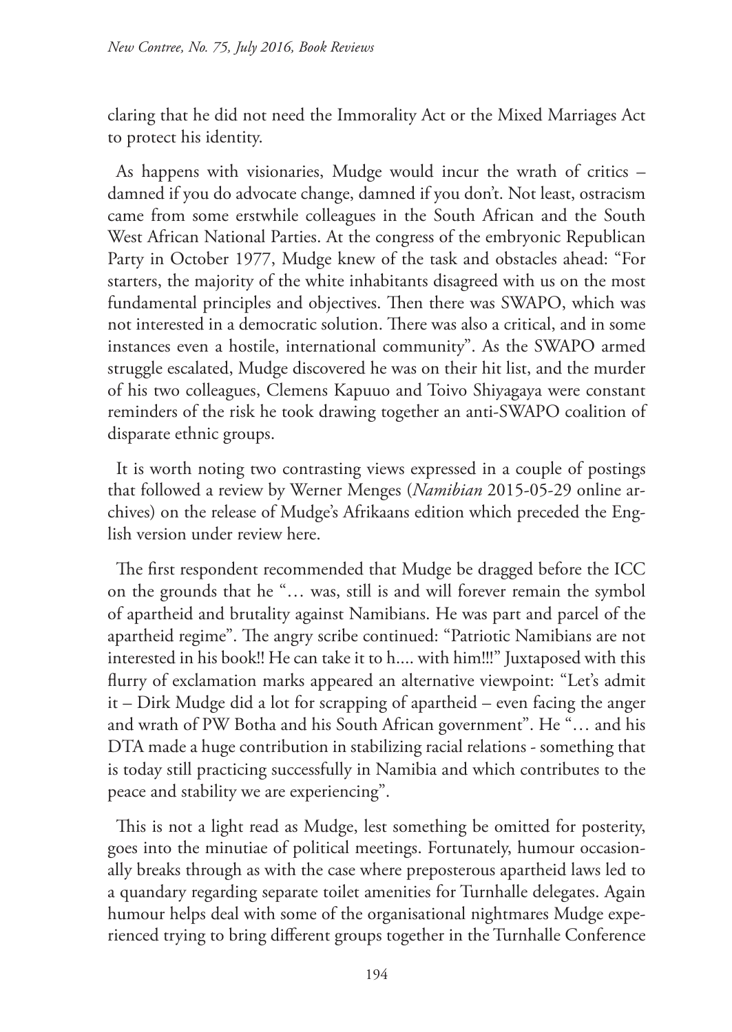claring that he did not need the Immorality Act or the Mixed Marriages Act to protect his identity.

As happens with visionaries, Mudge would incur the wrath of critics – damned if you do advocate change, damned if you don't. Not least, ostracism came from some erstwhile colleagues in the South African and the South West African National Parties. At the congress of the embryonic Republican Party in October 1977, Mudge knew of the task and obstacles ahead: "For starters, the majority of the white inhabitants disagreed with us on the most fundamental principles and objectives. Then there was SWAPO, which was not interested in a democratic solution. There was also a critical, and in some instances even a hostile, international community". As the SWAPO armed struggle escalated, Mudge discovered he was on their hit list, and the murder of his two colleagues, Clemens Kapuuo and Toivo Shiyagaya were constant reminders of the risk he took drawing together an anti-SWAPO coalition of disparate ethnic groups.

It is worth noting two contrasting views expressed in a couple of postings that followed a review by Werner Menges (*Namibian* 2015-05-29 online archives) on the release of Mudge's Afrikaans edition which preceded the English version under review here.

The first respondent recommended that Mudge be dragged before the ICC on the grounds that he "… was, still is and will forever remain the symbol of apartheid and brutality against Namibians. He was part and parcel of the apartheid regime". The angry scribe continued: "Patriotic Namibians are not interested in his book!! He can take it to h.... with him!!!" Juxtaposed with this flurry of exclamation marks appeared an alternative viewpoint: "Let's admit it – Dirk Mudge did a lot for scrapping of apartheid – even facing the anger and wrath of PW Botha and his South African government". He "… and his DTA made a huge contribution in stabilizing racial relations - something that is today still practicing successfully in Namibia and which contributes to the peace and stability we are experiencing".

This is not a light read as Mudge, lest something be omitted for posterity, goes into the minutiae of political meetings. Fortunately, humour occasionally breaks through as with the case where preposterous apartheid laws led to a quandary regarding separate toilet amenities for Turnhalle delegates. Again humour helps deal with some of the organisational nightmares Mudge experienced trying to bring different groups together in the Turnhalle Conference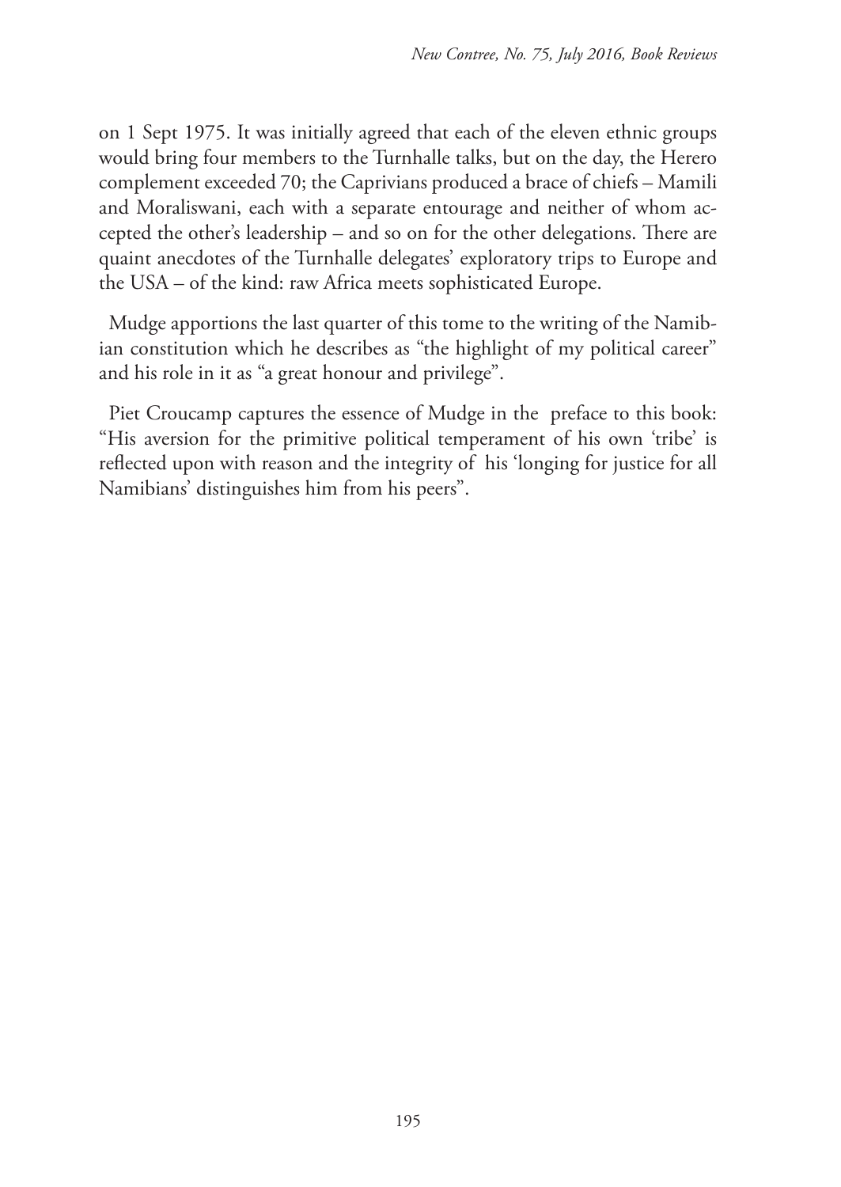on 1 Sept 1975. It was initially agreed that each of the eleven ethnic groups would bring four members to the Turnhalle talks, but on the day, the Herero complement exceeded 70; the Caprivians produced a brace of chiefs – Mamili and Moraliswani, each with a separate entourage and neither of whom accepted the other's leadership – and so on for the other delegations. There are quaint anecdotes of the Turnhalle delegates' exploratory trips to Europe and the USA – of the kind: raw Africa meets sophisticated Europe.

Mudge apportions the last quarter of this tome to the writing of the Namibian constitution which he describes as "the highlight of my political career" and his role in it as "a great honour and privilege".

Piet Croucamp captures the essence of Mudge in the preface to this book: "His aversion for the primitive political temperament of his own 'tribe' is reflected upon with reason and the integrity of his 'longing for justice for all Namibians' distinguishes him from his peers".